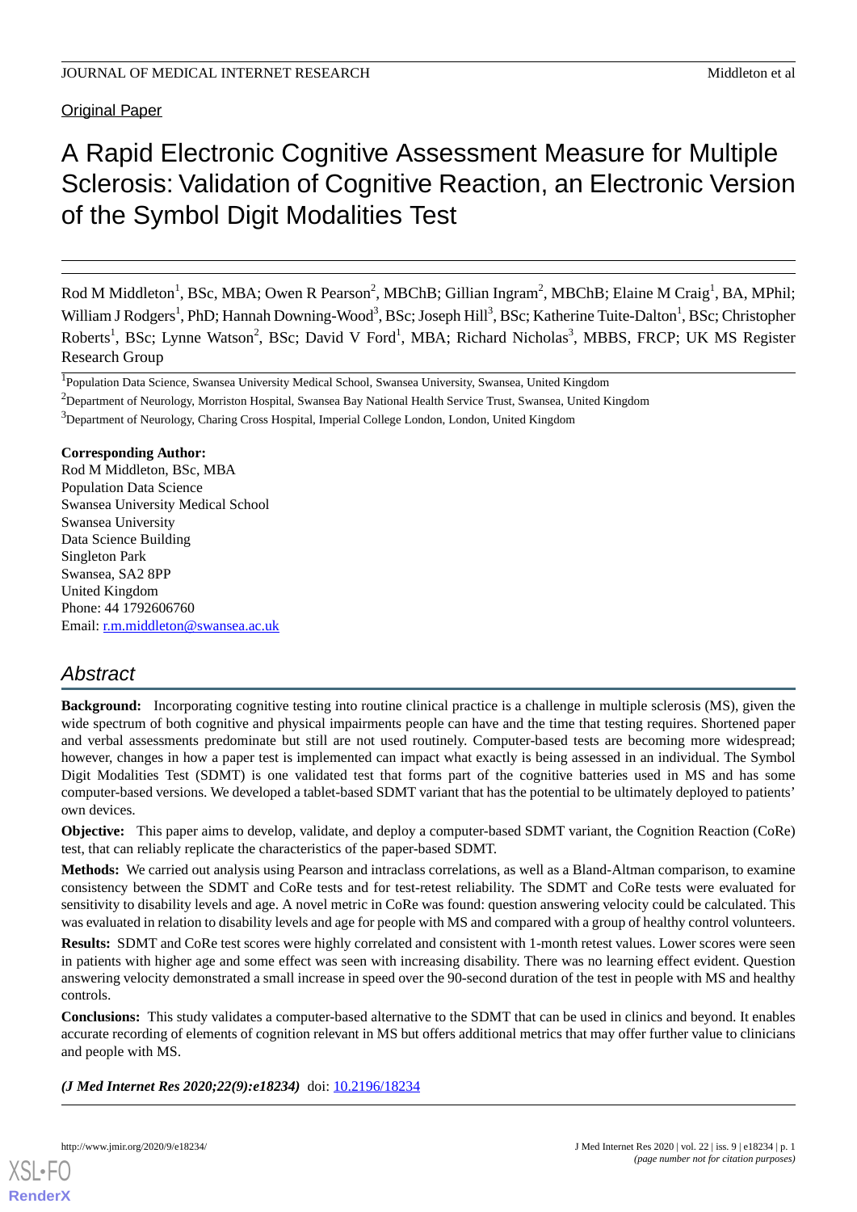Original Paper

# A Rapid Electronic Cognitive Assessment Measure for Multiple Sclerosis: Validation of Cognitive Reaction, an Electronic Version of the Symbol Digit Modalities Test

Rod M Middleton[1], BSc, MBA; Owen R Pearson[2], MBChB; Gillian Ingram[2], MBChB; Elaine M Craig[1], BA, MPhil; William J Rodgers[1], PhD; Hannah Downing-Wood[3], BSc; Joseph Hill[3], BSc; Katherine Tuite-Dalton[1], BSc; Christopher Roberts[1], BSc; Lynne Watson[2], BSc; David V Ford[1], MBA; Richard Nicholas[3], MBBS, FRCP; UK MS Register Research Group

[1]Population Data Science, Swansea University Medical School, Swansea University, Swansea, United Kingdom

[2]Department of Neurology, Morriston Hospital, Swansea Bay National Health Service Trust, Swansea, United Kingdom

[3]Department of Neurology, Charing Cross Hospital, Imperial College London, London, United Kingdom

**Corresponding Author:**
Rod M Middleton, BSc, MBA
Population Data Science
Swansea University Medical School
Swansea University
Data Science Building
Singleton Park
Swansea, SA2 8PP
United Kingdom
Phone: 44 1792606760
Email: r.m.middleton@swansea.ac.uk

## Abstract

**Background:** Incorporating cognitive testing into routine clinical practice is a challenge in multiple sclerosis (MS), given the wide spectrum of both cognitive and physical impairments people can have and the time that testing requires. Shortened paper and verbal assessments predominate but still are not used routinely. Computer-based tests are becoming more widespread; however, changes in how a paper test is implemented can impact what exactly is being assessed in an individual. The Symbol Digit Modalities Test (SDMT) is one validated test that forms part of the cognitive batteries used in MS and has some computer-based versions. We developed a tablet-based SDMT variant that has the potential to be ultimately deployed to patients' own devices.

**Objective:** This paper aims to develop, validate, and deploy a computer-based SDMT variant, the Cognition Reaction (CoRe) test, that can reliably replicate the characteristics of the paper-based SDMT.

**Methods:** We carried out analysis using Pearson and intraclass correlations, as well as a Bland-Altman comparison, to examine consistency between the SDMT and CoRe tests and for test-retest reliability. The SDMT and CoRe tests were evaluated for sensitivity to disability levels and age. A novel metric in CoRe was found: question answering velocity could be calculated. This was evaluated in relation to disability levels and age for people with MS and compared with a group of healthy control volunteers.

**Results:** SDMT and CoRe test scores were highly correlated and consistent with 1-month retest values. Lower scores were seen in patients with higher age and some effect was seen with increasing disability. There was no learning effect evident. Question answering velocity demonstrated a small increase in speed over the 90-second duration of the test in people with MS and healthy controls.

**Conclusions:** This study validates a computer-based alternative to the SDMT that can be used in clinics and beyond. It enables accurate recording of elements of cognition relevant in MS but offers additional metrics that may offer further value to clinicians and people with MS.

***(J Med Internet Res 2020;22(9):e18234)*** doi: 10.2196/18234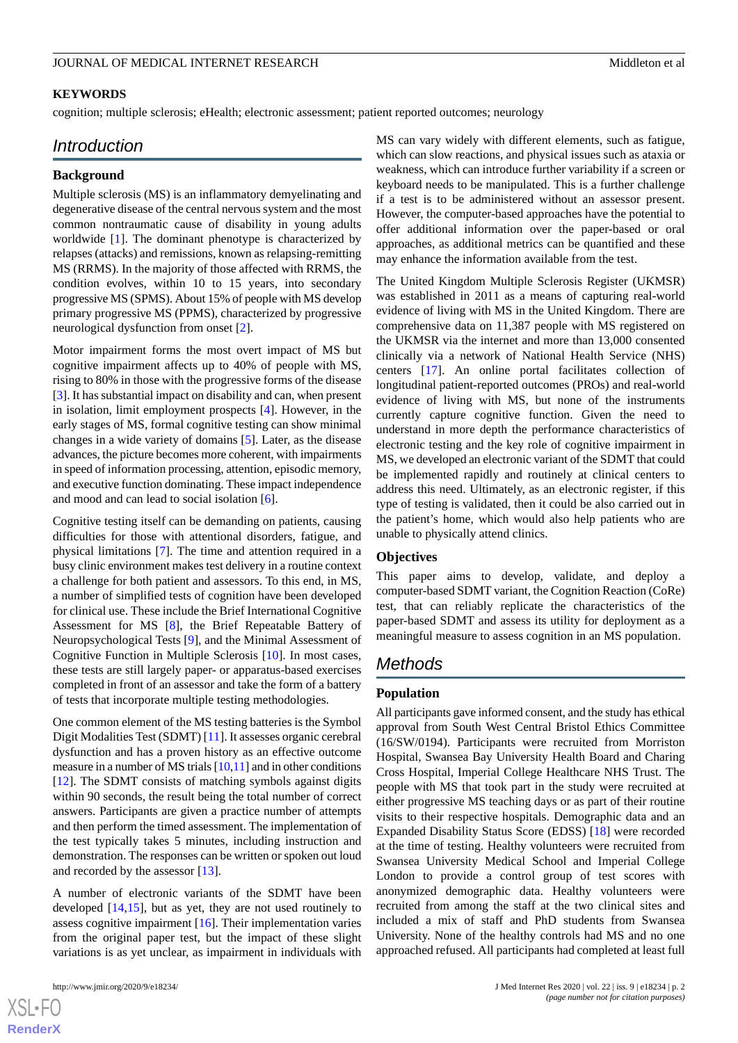## KEYWORDS

cognition; multiple sclerosis; eHealth; electronic assessment; patient reported outcomes; neurology

# Introduction

## Background

Multiple sclerosis (MS) is an inflammatory demyelinating and degenerative disease of the central nervous system and the most common nontraumatic cause of disability in young adults worldwide [1]. The dominant phenotype is characterized by relapses (attacks) and remissions, known as relapsing-remitting MS (RRMS). In the majority of those affected with RRMS, the condition evolves, within 10 to 15 years, into secondary progressive MS (SPMS). About 15% of people with MS develop primary progressive MS (PPMS), characterized by progressive neurological dysfunction from onset [2].

Motor impairment forms the most overt impact of MS but cognitive impairment affects up to 40% of people with MS, rising to 80% in those with the progressive forms of the disease [3]. It has substantial impact on disability and can, when present in isolation, limit employment prospects [4]. However, in the early stages of MS, formal cognitive testing can show minimal changes in a wide variety of domains [5]. Later, as the disease advances, the picture becomes more coherent, with impairments in speed of information processing, attention, episodic memory, and executive function dominating. These impact independence and mood and can lead to social isolation [6].

Cognitive testing itself can be demanding on patients, causing difficulties for those with attentional disorders, fatigue, and physical limitations [7]. The time and attention required in a busy clinic environment makes test delivery in a routine context a challenge for both patient and assessors. To this end, in MS, a number of simplified tests of cognition have been developed for clinical use. These include the Brief International Cognitive Assessment for MS [8], the Brief Repeatable Battery of Neuropsychological Tests [9], and the Minimal Assessment of Cognitive Function in Multiple Sclerosis [10]. In most cases, these tests are still largely paper- or apparatus-based exercises completed in front of an assessor and take the form of a battery of tests that incorporate multiple testing methodologies.

One common element of the MS testing batteries is the Symbol Digit Modalities Test (SDMT) [11]. It assesses organic cerebral dysfunction and has a proven history as an effective outcome measure in a number of MS trials [10,11] and in other conditions [12]. The SDMT consists of matching symbols against digits within 90 seconds, the result being the total number of correct answers. Participants are given a practice number of attempts and then perform the timed assessment. The implementation of the test typically takes 5 minutes, including instruction and demonstration. The responses can be written or spoken out loud and recorded by the assessor [13].

A number of electronic variants of the SDMT have been developed [14,15], but as yet, they are not used routinely to assess cognitive impairment [16]. Their implementation varies from the original paper test, but the impact of these slight variations is as yet unclear, as impairment in individuals with MS can vary widely with different elements, such as fatigue, which can slow reactions, and physical issues such as ataxia or weakness, which can introduce further variability if a screen or keyboard needs to be manipulated. This is a further challenge if a test is to be administered without an assessor present. However, the computer-based approaches have the potential to offer additional information over the paper-based or oral approaches, as additional metrics can be quantified and these may enhance the information available from the test.

The United Kingdom Multiple Sclerosis Register (UKMSR) was established in 2011 as a means of capturing real-world evidence of living with MS in the United Kingdom. There are comprehensive data on 11,387 people with MS registered on the UKMSR via the internet and more than 13,000 consented clinically via a network of National Health Service (NHS) centers [17]. An online portal facilitates collection of longitudinal patient-reported outcomes (PROs) and real-world evidence of living with MS, but none of the instruments currently capture cognitive function. Given the need to understand in more depth the performance characteristics of electronic testing and the key role of cognitive impairment in MS, we developed an electronic variant of the SDMT that could be implemented rapidly and routinely at clinical centers to address this need. Ultimately, as an electronic register, if this type of testing is validated, then it could be also carried out in the patient's home, which would also help patients who are unable to physically attend clinics.

## Objectives

This paper aims to develop, validate, and deploy a computer-based SDMT variant, the Cognition Reaction (CoRe) test, that can reliably replicate the characteristics of the paper-based SDMT and assess its utility for deployment as a meaningful measure to assess cognition in an MS population.

# Methods

## Population

All participants gave informed consent, and the study has ethical approval from South West Central Bristol Ethics Committee (16/SW/0194). Participants were recruited from Morriston Hospital, Swansea Bay University Health Board and Charing Cross Hospital, Imperial College Healthcare NHS Trust. The people with MS that took part in the study were recruited at either progressive MS teaching days or as part of their routine visits to their respective hospitals. Demographic data and an Expanded Disability Status Score (EDSS) [18] were recorded at the time of testing. Healthy volunteers were recruited from Swansea University Medical School and Imperial College London to provide a control group of test scores with anonymized demographic data. Healthy volunteers were recruited from among the staff at the two clinical sites and included a mix of staff and PhD students from Swansea University. None of the healthy controls had MS and no one approached refused. All participants had completed at least full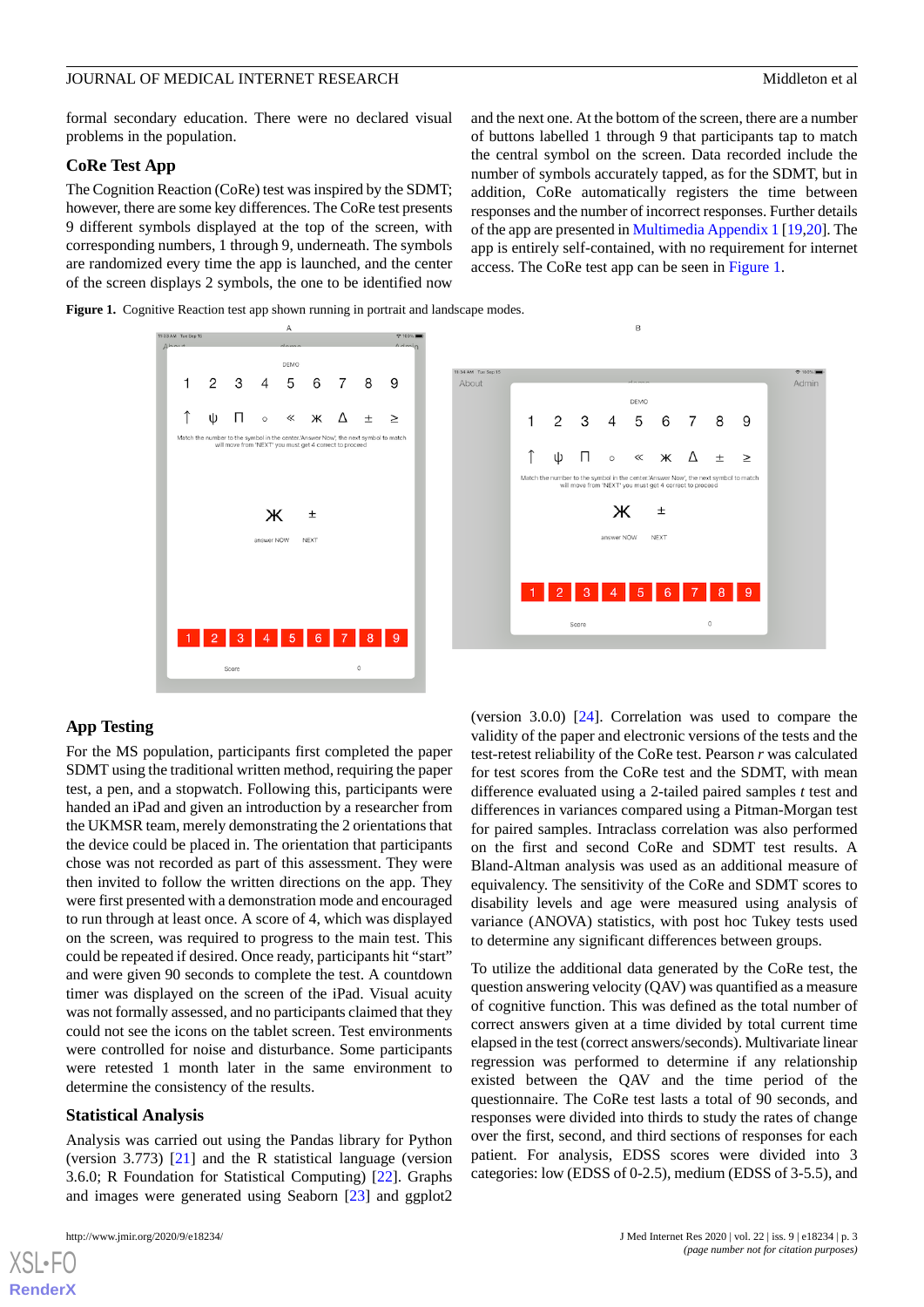formal secondary education. There were no declared visual problems in the population.

### CoRe Test App

The Cognition Reaction (CoRe) test was inspired by the SDMT; however, there are some key differences. The CoRe test presents 9 different symbols displayed at the top of the screen, with corresponding numbers, 1 through 9, underneath. The symbols are randomized every time the app is launched, and the center of the screen displays 2 symbols, the one to be identified now and the next one. At the bottom of the screen, there are a number of buttons labelled 1 through 9 that participants tap to match the central symbol on the screen. Data recorded include the number of symbols accurately tapped, as for the SDMT, but in addition, CoRe automatically registers the time between responses and the number of incorrect responses. Further details of the app are presented in Multimedia Appendix 1 [19,20]. The app is entirely self-contained, with no requirement for internet access. The CoRe test app can be seen in Figure 1.

**Figure 1.** Cognitive Reaction test app shown running in portrait and landscape modes.

### App Testing

For the MS population, participants first completed the paper SDMT using the traditional written method, requiring the paper test, a pen, and a stopwatch. Following this, participants were handed an iPad and given an introduction by a researcher from the UKMSR team, merely demonstrating the 2 orientations that the device could be placed in. The orientation that participants chose was not recorded as part of this assessment. They were then invited to follow the written directions on the app. They were first presented with a demonstration mode and encouraged to run through at least once. A score of 4, which was displayed on the screen, was required to progress to the main test. This could be repeated if desired. Once ready, participants hit "start" and were given 90 seconds to complete the test. A countdown timer was displayed on the screen of the iPad. Visual acuity was not formally assessed, and no participants claimed that they could not see the icons on the tablet screen. Test environments were controlled for noise and disturbance. Some participants were retested 1 month later in the same environment to determine the consistency of the results.

### Statistical Analysis

Analysis was carried out using the Pandas library for Python (version 3.773) [21] and the R statistical language (version 3.6.0; R Foundation for Statistical Computing) [22]. Graphs and images were generated using Seaborn [23] and ggplot2 (version 3.0.0) [24]. Correlation was used to compare the validity of the paper and electronic versions of the tests and the test-retest reliability of the CoRe test. Pearson *r* was calculated for test scores from the CoRe test and the SDMT, with mean difference evaluated using a 2-tailed paired samples *t* test and differences in variances compared using a Pitman-Morgan test for paired samples. Intraclass correlation was also performed on the first and second CoRe and SDMT test results. A Bland-Altman analysis was used as an additional measure of equivalency. The sensitivity of the CoRe and SDMT scores to disability levels and age were measured using analysis of variance (ANOVA) statistics, with post hoc Tukey tests used to determine any significant differences between groups.

To utilize the additional data generated by the CoRe test, the question answering velocity (QAV) was quantified as a measure of cognitive function. This was defined as the total number of correct answers given at a time divided by total current time elapsed in the test (correct answers/seconds). Multivariate linear regression was performed to determine if any relationship existed between the QAV and the time period of the questionnaire. The CoRe test lasts a total of 90 seconds, and responses were divided into thirds to study the rates of change over the first, second, and third sections of responses for each patient. For analysis, EDSS scores were divided into 3 categories: low (EDSS of 0-2.5), medium (EDSS of 3-5.5), and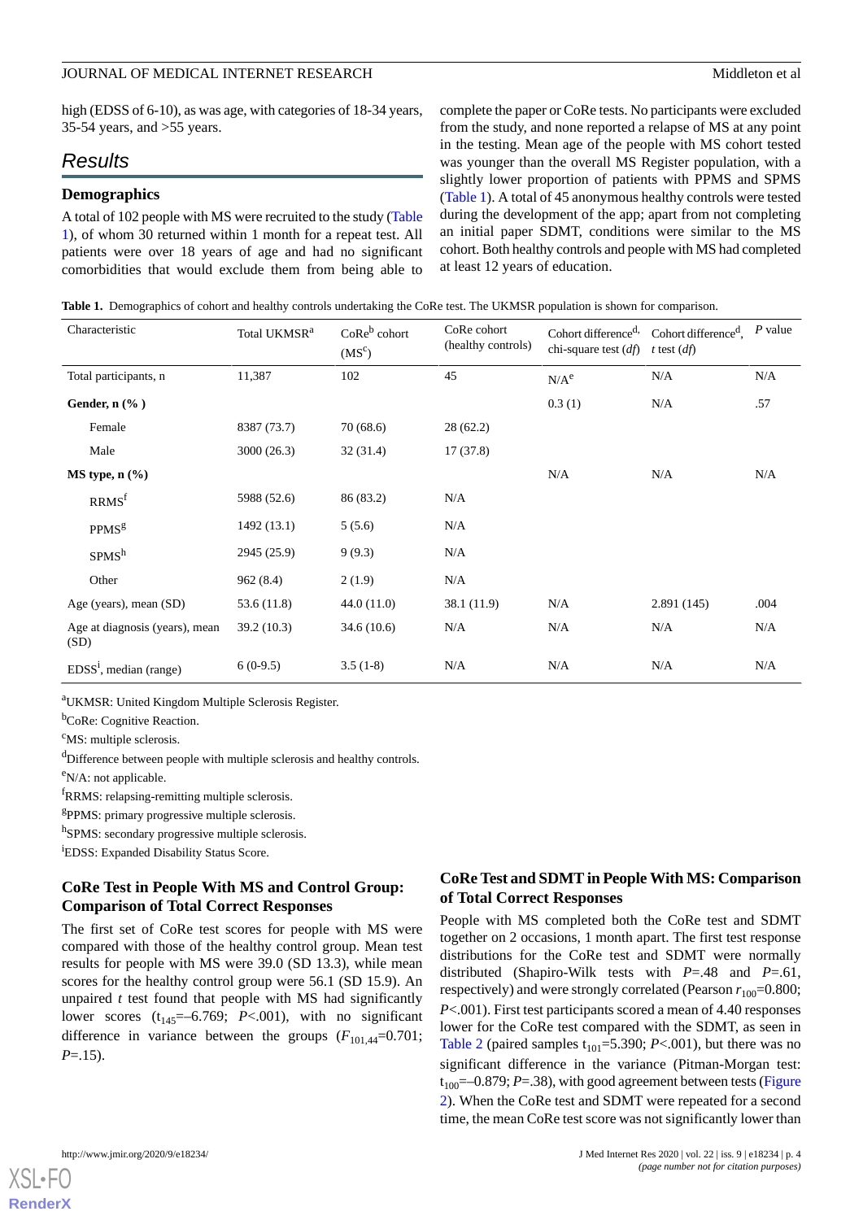high (EDSS of 6-10), as was age, with categories of 18-34 years, 35-54 years, and >55 years.

## Results

### Demographics

A total of 102 people with MS were recruited to the study (Table 1), of whom 30 returned within 1 month for a repeat test. All patients were over 18 years of age and had no significant comorbidities that would exclude them from being able to complete the paper or CoRe tests. No participants were excluded from the study, and none reported a relapse of MS at any point in the testing. Mean age of the people with MS cohort tested was younger than the overall MS Register population, with a slightly lower proportion of patients with PPMS and SPMS (Table 1). A total of 45 anonymous healthy controls were tested during the development of the app; apart from not completing an initial paper SDMT, conditions were similar to the MS cohort. Both healthy controls and people with MS had completed at least 12 years of education.

**Table 1.** Demographics of cohort and healthy controls undertaking the CoRe test. The UKMSR population is shown for comparison.

| Characteristic | Total UKMSR[a] | CoRe[b] cohort (MS[c]) | CoRe cohort (healthy controls) | Cohort difference[d], chi-square test (*df*) | Cohort difference[d], *t* test (*df*) | *P* value |
|---|---|---|---|---|---|---|
| Total participants, n | 11,387 | 102 | 45 | N/A[e] | N/A | N/A |
| **Gender, n (%)** | | | | 0.3 (1) | N/A | .57 |
| Female | 8387 (73.7) | 70 (68.6) | 28 (62.2) | | | |
| Male | 3000 (26.3) | 32 (31.4) | 17 (37.8) | | | |
| **MS type, n (%)** | | | | N/A | N/A | N/A |
| RRMS[f] | 5988 (52.6) | 86 (83.2) | N/A | | | |
| PPMS[g] | 1492 (13.1) | 5 (5.6) | N/A | | | |
| SPMS[h] | 2945 (25.9) | 9 (9.3) | N/A | | | |
| Other | 962 (8.4) | 2 (1.9) | N/A | | | |
| Age (years), mean (SD) | 53.6 (11.8) | 44.0 (11.0) | 38.1 (11.9) | N/A | 2.891 (145) | .004 |
| Age at diagnosis (years), mean (SD) | 39.2 (10.3) | 34.6 (10.6) | N/A | N/A | N/A | N/A |
| EDSS[i], median (range) | 6 (0-9.5) | 3.5 (1-8) | N/A | N/A | N/A | N/A |

[a]UKMSR: United Kingdom Multiple Sclerosis Register.

[b]CoRe: Cognitive Reaction.

[c]MS: multiple sclerosis.

[d]Difference between people with multiple sclerosis and healthy controls.

[e]N/A: not applicable.

[f]RRMS: relapsing-remitting multiple sclerosis.

[g]PPMS: primary progressive multiple sclerosis.

[h]SPMS: secondary progressive multiple sclerosis.

[i]EDSS: Expanded Disability Status Score.

### CoRe Test in People With MS and Control Group: Comparison of Total Correct Responses

The first set of CoRe test scores for people with MS were compared with those of the healthy control group. Mean test results for people with MS were 39.0 (SD 13.3), while mean scores for the healthy control group were 56.1 (SD 15.9). An unpaired *t* test found that people with MS had significantly lower scores ($t_{145}$=–6.769; $P$<.001), with no significant difference in variance between the groups ($F_{101,44}$=0.701; $P$=.15).

### CoRe Test and SDMT in People With MS: Comparison of Total Correct Responses

People with MS completed both the CoRe test and SDMT together on 2 occasions, 1 month apart. The first test response distributions for the CoRe test and SDMT were normally distributed (Shapiro-Wilk tests with $P$=.48 and $P$=.61, respectively) and were strongly correlated (Pearson $r_{100}$=0.800; $P$<.001). First test participants scored a mean of 4.40 responses lower for the CoRe test compared with the SDMT, as seen in Table 2 (paired samples $t_{101}$=5.390; $P$<.001), but there was no significant difference in the variance (Pitman-Morgan test: $t_{100}$=–0.879; $P$=.38), with good agreement between tests (Figure 2). When the CoRe test and SDMT were repeated for a second time, the mean CoRe test score was not significantly lower than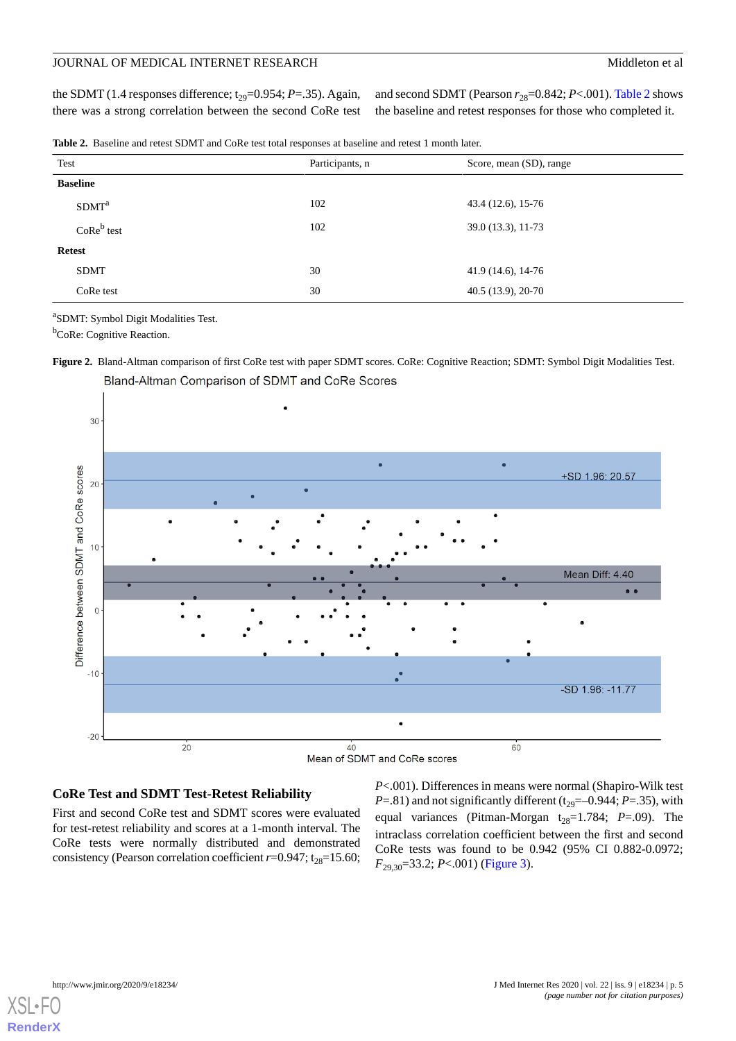the SDMT (1.4 responses difference; $t_{29}$=0.954; *P*=.35). Again, there was a strong correlation between the second CoRe test and second SDMT (Pearson $r_{28}$=0.842; *P*<.001). Table 2 shows the baseline and retest responses for those who completed it.

**Table 2.** Baseline and retest SDMT and CoRe test total responses at baseline and retest 1 month later.

| Test | Participants, n | Score, mean (SD), range |
|---|---|---|
| **Baseline** | | |
| SDMT[a] | 102 | 43.4 (12.6), 15-76 |
| CoRe[b] test | 102 | 39.0 (13.3), 11-73 |
| **Retest** | | |
| SDMT | 30 | 41.9 (14.6), 14-76 |
| CoRe test | 30 | 40.5 (13.9), 20-70 |

[a]SDMT: Symbol Digit Modalities Test.

[b]CoRe: Cognitive Reaction.

**Figure 2.** Bland-Altman comparison of first CoRe test with paper SDMT scores. CoRe: Cognitive Reaction; SDMT: Symbol Digit Modalities Test.

## CoRe Test and SDMT Test-Retest Reliability

First and second CoRe test and SDMT scores were evaluated for test-retest reliability and scores at a 1-month interval. The CoRe tests were normally distributed and demonstrated consistency (Pearson correlation coefficient *r*=0.947; $t_{28}$=15.60; *P*<.001). Differences in means were normal (Shapiro-Wilk test *P*=.81) and not significantly different ($t_{29}$=–0.944; *P*=.35), with equal variances (Pitman-Morgan $t_{28}$=1.784; *P*=.09). The intraclass correlation coefficient between the first and second CoRe tests was found to be 0.942 (95% CI 0.882-0.0972; $F_{29,30}$=33.2; *P*<.001) (Figure 3).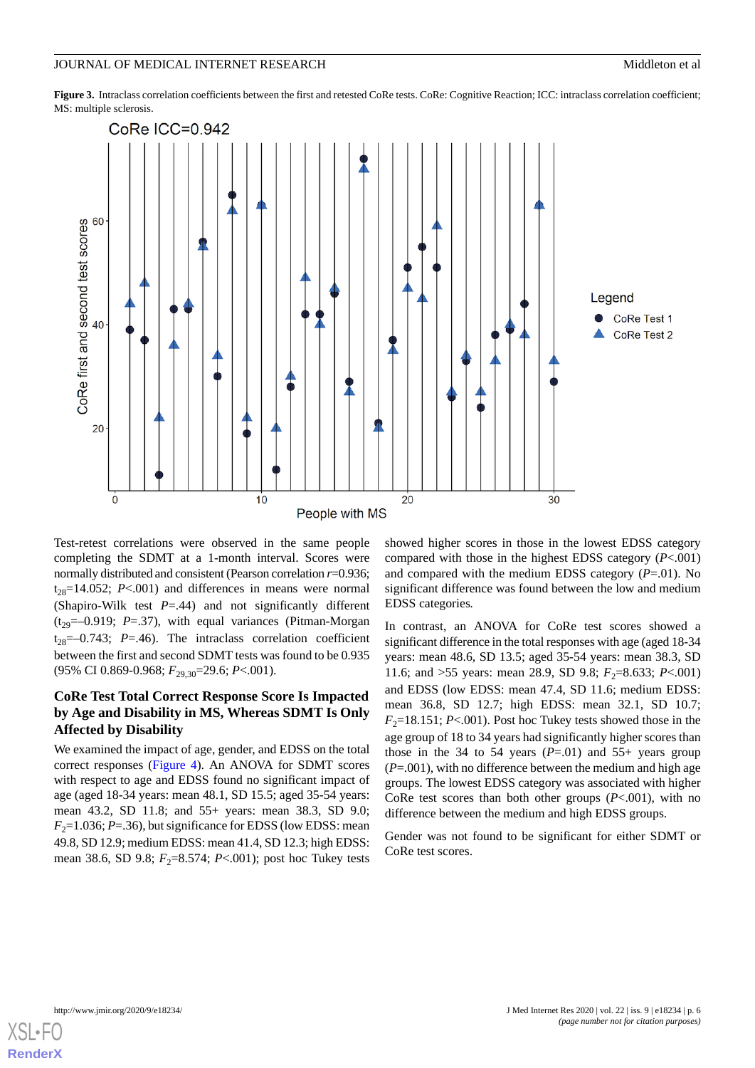**Figure 3.** Intraclass correlation coefficients between the first and retested CoRe tests. CoRe: Cognitive Reaction; ICC: intraclass correlation coefficient; MS: multiple sclerosis.

Test-retest correlations were observed in the same people completing the SDMT at a 1-month interval. Scores were normally distributed and consistent (Pearson correlation $r$=0.936; $t_{28}$=14.052; $P$<.001) and differences in means were normal (Shapiro-Wilk test $P$=.44) and not significantly different ($t_{29}$=–0.919; $P$=.37), with equal variances (Pitman-Morgan $t_{28}$=–0.743; $P$=.46). The intraclass correlation coefficient between the first and second SDMT tests was found to be 0.935 (95% CI 0.869-0.968; $F_{29,30}$=29.6; $P$<.001).

### CoRe Test Total Correct Response Score Is Impacted by Age and Disability in MS, Whereas SDMT Is Only Affected by Disability

We examined the impact of age, gender, and EDSS on the total correct responses (Figure 4). An ANOVA for SDMT scores with respect to age and EDSS found no significant impact of age (aged 18-34 years: mean 48.1, SD 15.5; aged 35-54 years: mean 43.2, SD 11.8; and 55+ years: mean 38.3, SD 9.0; $F_2$=1.036; $P$=.36), but significance for EDSS (low EDSS: mean 49.8, SD 12.9; medium EDSS: mean 41.4, SD 12.3; high EDSS: mean 38.6, SD 9.8; $F_2$=8.574; $P$<.001); post hoc Tukey tests showed higher scores in those in the lowest EDSS category compared with those in the highest EDSS category ($P$<.001) and compared with the medium EDSS category ($P$=.01). No significant difference was found between the low and medium EDSS categories.

In contrast, an ANOVA for CoRe test scores showed a significant difference in the total responses with age (aged 18-34 years: mean 48.6, SD 13.5; aged 35-54 years: mean 38.3, SD 11.6; and >55 years: mean 28.9, SD 9.8; $F_2$=8.633; $P$<.001) and EDSS (low EDSS: mean 47.4, SD 11.6; medium EDSS: mean 36.8, SD 12.7; high EDSS: mean 32.1, SD 10.7; $F_2$=18.151; $P$<.001). Post hoc Tukey tests showed those in the age group of 18 to 34 years had significantly higher scores than those in the 34 to 54 years ($P$=.01) and 55+ years group ($P$=.001), with no difference between the medium and high age groups. The lowest EDSS category was associated with higher CoRe test scores than both other groups ($P$<.001), with no difference between the medium and high EDSS groups.

Gender was not found to be significant for either SDMT or CoRe test scores.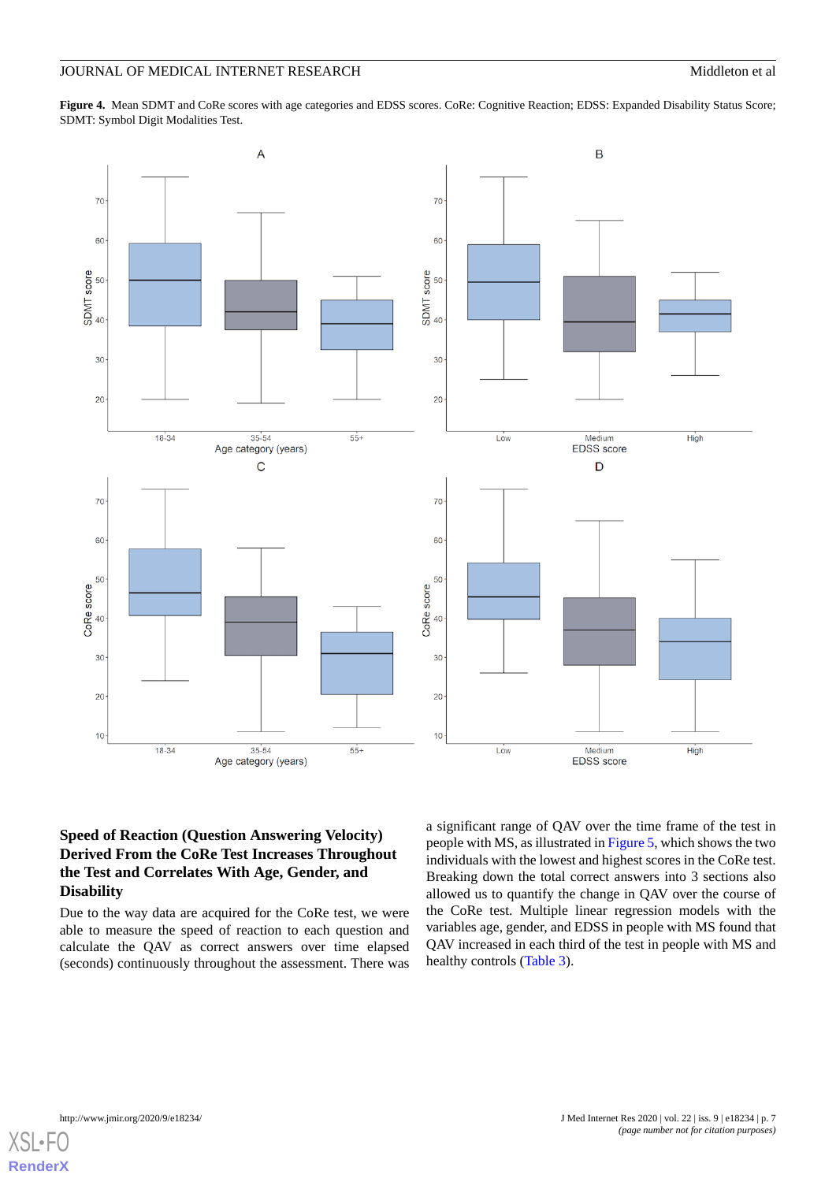**Figure 4.** Mean SDMT and CoRe scores with age categories and EDSS scores. CoRe: Cognitive Reaction; EDSS: Expanded Disability Status Score; SDMT: Symbol Digit Modalities Test.

## Speed of Reaction (Question Answering Velocity) Derived From the CoRe Test Increases Throughout the Test and Correlates With Age, Gender, and Disability

Due to the way data are acquired for the CoRe test, we were able to measure the speed of reaction to each question and calculate the QAV as correct answers over time elapsed (seconds) continuously throughout the assessment. There was a significant range of QAV over the time frame of the test in people with MS, as illustrated in Figure 5, which shows the two individuals with the lowest and highest scores in the CoRe test. Breaking down the total correct answers into 3 sections also allowed us to quantify the change in QAV over the course of the CoRe test. Multiple linear regression models with the variables age, gender, and EDSS in people with MS found that QAV increased in each third of the test in people with MS and healthy controls (Table 3).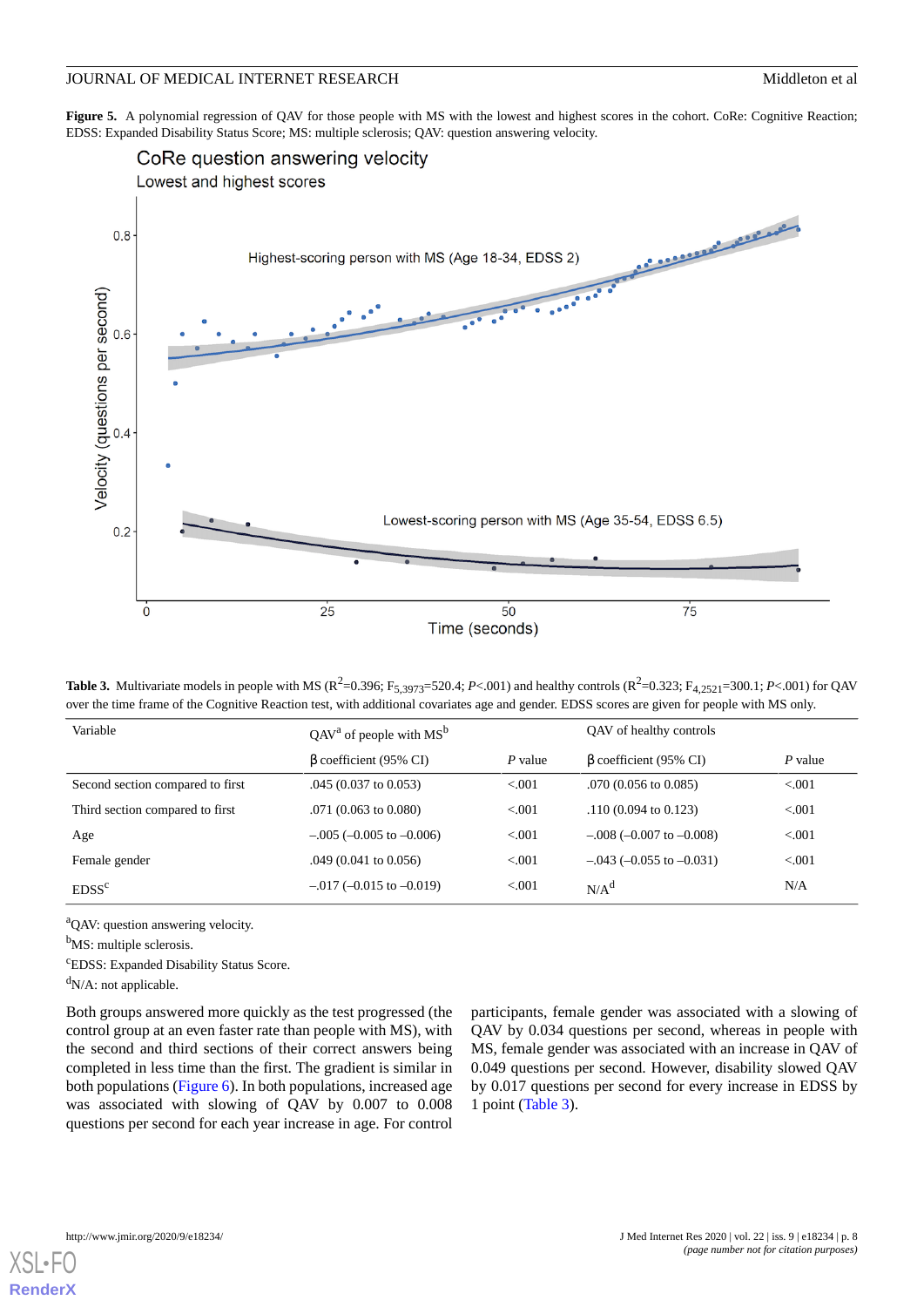**Figure 5.** A polynomial regression of QAV for those people with MS with the lowest and highest scores in the cohort. CoRe: Cognitive Reaction; EDSS: Expanded Disability Status Score; MS: multiple sclerosis; QAV: question answering velocity.

**Table 3.** Multivariate models in people with MS ($R^2$=0.396; $F_{5,3973}$=520.4; $P$<.001) and healthy controls ($R^2$=0.323; $F_{4,2521}$=300.1; $P$<.001) for QAV over the time frame of the Cognitive Reaction test, with additional covariates age and gender. EDSS scores are given for people with MS only.

| Variable | QAV[a] of people with MS[b] | | QAV of healthy controls | |
|---|---|---|---|---|
| | β coefficient (95% CI) | *P* value | β coefficient (95% CI) | *P* value |
| Second section compared to first | .045 (0.037 to 0.053) | <.001 | .070 (0.056 to 0.085) | <.001 |
| Third section compared to first | .071 (0.063 to 0.080) | <.001 | .110 (0.094 to 0.123) | <.001 |
| Age | –.005 (–0.005 to –0.006) | <.001 | –.008 (–0.007 to –0.008) | <.001 |
| Female gender | .049 (0.041 to 0.056) | <.001 | –.043 (–0.055 to –0.031) | <.001 |
| EDSS[c] | –.017 (–0.015 to –0.019) | <.001 | N/A[d] | N/A |

[a]QAV: question answering velocity.

[b]MS: multiple sclerosis.

[c]EDSS: Expanded Disability Status Score.

[d]N/A: not applicable.

Both groups answered more quickly as the test progressed (the control group at an even faster rate than people with MS), with the second and third sections of their correct answers being completed in less time than the first. The gradient is similar in both populations (Figure 6). In both populations, increased age was associated with slowing of QAV by 0.007 to 0.008 questions per second for each year increase in age. For control participants, female gender was associated with a slowing of QAV by 0.034 questions per second, whereas in people with MS, female gender was associated with an increase in QAV of 0.049 questions per second. However, disability slowed QAV by 0.017 questions per second for every increase in EDSS by 1 point (Table 3).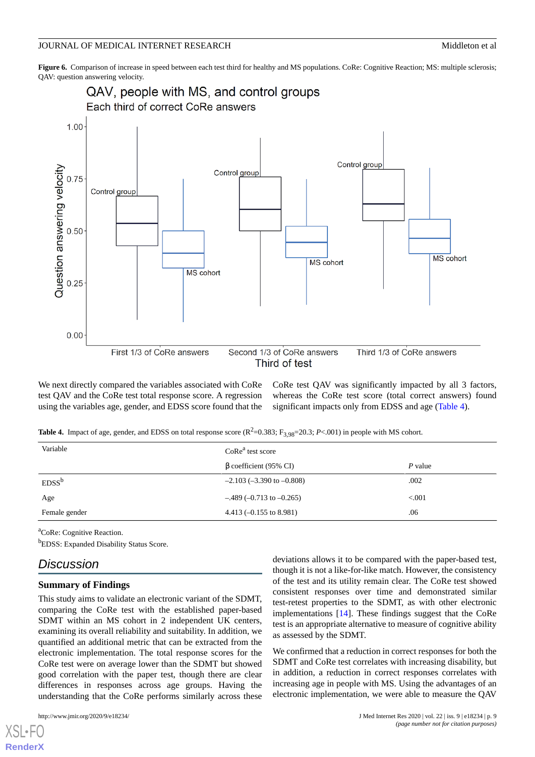**Figure 6.** Comparison of increase in speed between each test third for healthy and MS populations. CoRe: Cognitive Reaction; MS: multiple sclerosis; QAV: question answering velocity.

We next directly compared the variables associated with CoRe test QAV and the CoRe test total response score. A regression using the variables age, gender, and EDSS score found that the CoRe test QAV was significantly impacted by all 3 factors, whereas the CoRe test score (total correct answers) found significant impacts only from EDSS and age (Table 4).

**Table 4.** Impact of age, gender, and EDSS on total response score ($R^2$=0.383; $F_{3,98}$=20.3; *P*<.001) in people with MS cohort.

| Variable | CoRe[a] test score | |
|---|---|---|
| | β coefficient (95% CI) | *P* value |
| EDSS[b] | –2.103 (–3.390 to –0.808) | .002 |
| Age | –.489 (–0.713 to –0.265) | <.001 |
| Female gender | 4.413 (–0.155 to 8.981) | .06 |

[a]CoRe: Cognitive Reaction.

[b]EDSS: Expanded Disability Status Score.

## Discussion

### Summary of Findings

This study aims to validate an electronic variant of the SDMT, comparing the CoRe test with the established paper-based SDMT within an MS cohort in 2 independent UK centers, examining its overall reliability and suitability. In addition, we quantified an additional metric that can be extracted from the electronic implementation. The total response scores for the CoRe test were on average lower than the SDMT but showed good correlation with the paper test, though there are clear differences in responses across age groups. Having the understanding that the CoRe performs similarly across these deviations allows it to be compared with the paper-based test, though it is not a like-for-like match. However, the consistency of the test and its utility remain clear. The CoRe test showed consistent responses over time and demonstrated similar test-retest properties to the SDMT, as with other electronic implementations [14]. These findings suggest that the CoRe test is an appropriate alternative to measure of cognitive ability as assessed by the SDMT.

We confirmed that a reduction in correct responses for both the SDMT and CoRe test correlates with increasing disability, but in addition, a reduction in correct responses correlates with increasing age in people with MS. Using the advantages of an electronic implementation, we were able to measure the QAV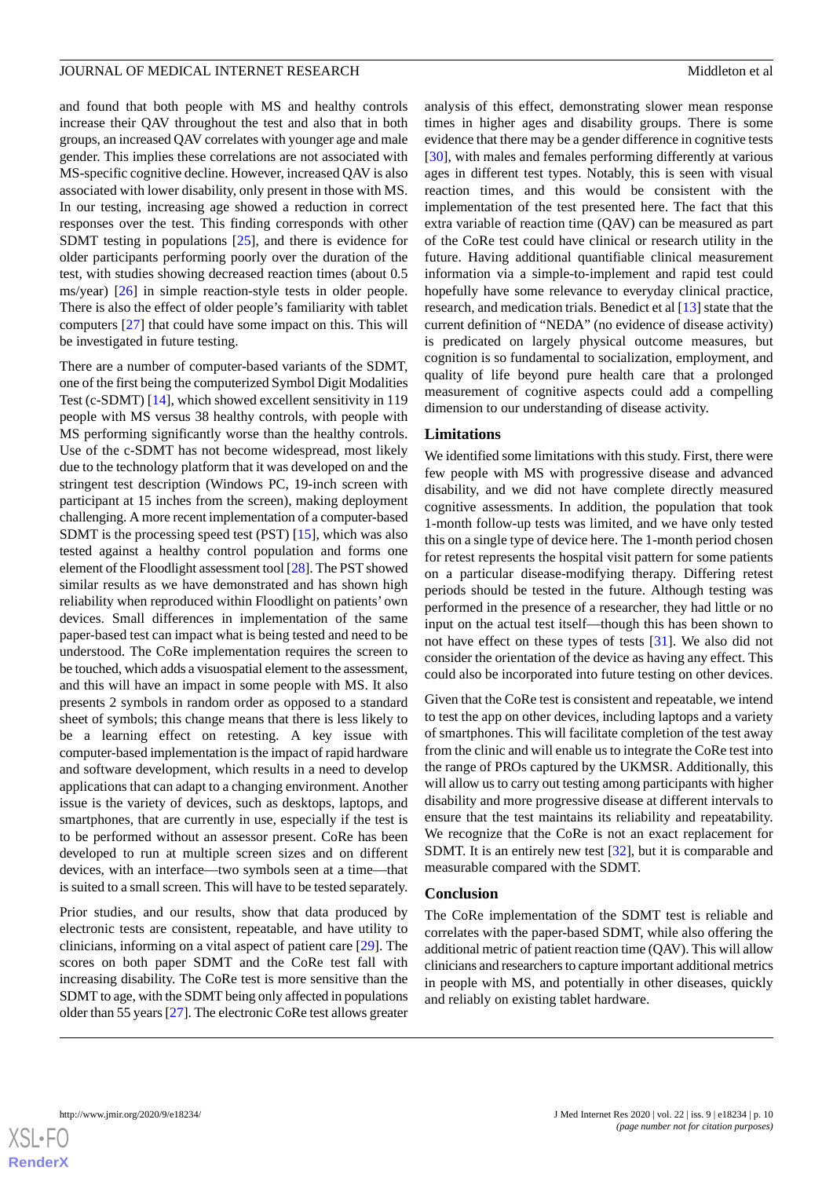and found that both people with MS and healthy controls increase their QAV throughout the test and also that in both groups, an increased QAV correlates with younger age and male gender. This implies these correlations are not associated with MS-specific cognitive decline. However, increased QAV is also associated with lower disability, only present in those with MS. In our testing, increasing age showed a reduction in correct responses over the test. This finding corresponds with other SDMT testing in populations [25], and there is evidence for older participants performing poorly over the duration of the test, with studies showing decreased reaction times (about 0.5 ms/year) [26] in simple reaction-style tests in older people. There is also the effect of older people's familiarity with tablet computers [27] that could have some impact on this. This will be investigated in future testing.

There are a number of computer-based variants of the SDMT, one of the first being the computerized Symbol Digit Modalities Test (c-SDMT) [14], which showed excellent sensitivity in 119 people with MS versus 38 healthy controls, with people with MS performing significantly worse than the healthy controls. Use of the c-SDMT has not become widespread, most likely due to the technology platform that it was developed on and the stringent test description (Windows PC, 19-inch screen with participant at 15 inches from the screen), making deployment challenging. A more recent implementation of a computer-based SDMT is the processing speed test (PST) [15], which was also tested against a healthy control population and forms one element of the Floodlight assessment tool [28]. The PST showed similar results as we have demonstrated and has shown high reliability when reproduced within Floodlight on patients' own devices. Small differences in implementation of the same paper-based test can impact what is being tested and need to be understood. The CoRe implementation requires the screen to be touched, which adds a visuospatial element to the assessment, and this will have an impact in some people with MS. It also presents 2 symbols in random order as opposed to a standard sheet of symbols; this change means that there is less likely to be a learning effect on retesting. A key issue with computer-based implementation is the impact of rapid hardware and software development, which results in a need to develop applications that can adapt to a changing environment. Another issue is the variety of devices, such as desktops, laptops, and smartphones, that are currently in use, especially if the test is to be performed without an assessor present. CoRe has been developed to run at multiple screen sizes and on different devices, with an interface—two symbols seen at a time—that is suited to a small screen. This will have to be tested separately.

Prior studies, and our results, show that data produced by electronic tests are consistent, repeatable, and have utility to clinicians, informing on a vital aspect of patient care [29]. The scores on both paper SDMT and the CoRe test fall with increasing disability. The CoRe test is more sensitive than the SDMT to age, with the SDMT being only affected in populations older than 55 years [27]. The electronic CoRe test allows greater analysis of this effect, demonstrating slower mean response times in higher ages and disability groups. There is some evidence that there may be a gender difference in cognitive tests [30], with males and females performing differently at various ages in different test types. Notably, this is seen with visual reaction times, and this would be consistent with the implementation of the test presented here. The fact that this extra variable of reaction time (QAV) can be measured as part of the CoRe test could have clinical or research utility in the future. Having additional quantifiable clinical measurement information via a simple-to-implement and rapid test could hopefully have some relevance to everyday clinical practice, research, and medication trials. Benedict et al [13] state that the current definition of "NEDA" (no evidence of disease activity) is predicated on largely physical outcome measures, but cognition is so fundamental to socialization, employment, and quality of life beyond pure health care that a prolonged measurement of cognitive aspects could add a compelling dimension to our understanding of disease activity.

## Limitations

We identified some limitations with this study. First, there were few people with MS with progressive disease and advanced disability, and we did not have complete directly measured cognitive assessments. In addition, the population that took 1-month follow-up tests was limited, and we have only tested this on a single type of device here. The 1-month period chosen for retest represents the hospital visit pattern for some patients on a particular disease-modifying therapy. Differing retest periods should be tested in the future. Although testing was performed in the presence of a researcher, they had little or no input on the actual test itself—though this has been shown to not have effect on these types of tests [31]. We also did not consider the orientation of the device as having any effect. This could also be incorporated into future testing on other devices.

Given that the CoRe test is consistent and repeatable, we intend to test the app on other devices, including laptops and a variety of smartphones. This will facilitate completion of the test away from the clinic and will enable us to integrate the CoRe test into the range of PROs captured by the UKMSR. Additionally, this will allow us to carry out testing among participants with higher disability and more progressive disease at different intervals to ensure that the test maintains its reliability and repeatability. We recognize that the CoRe is not an exact replacement for SDMT. It is an entirely new test [32], but it is comparable and measurable compared with the SDMT.

## Conclusion

The CoRe implementation of the SDMT test is reliable and correlates with the paper-based SDMT, while also offering the additional metric of patient reaction time (QAV). This will allow clinicians and researchers to capture important additional metrics in people with MS, and potentially in other diseases, quickly and reliably on existing tablet hardware.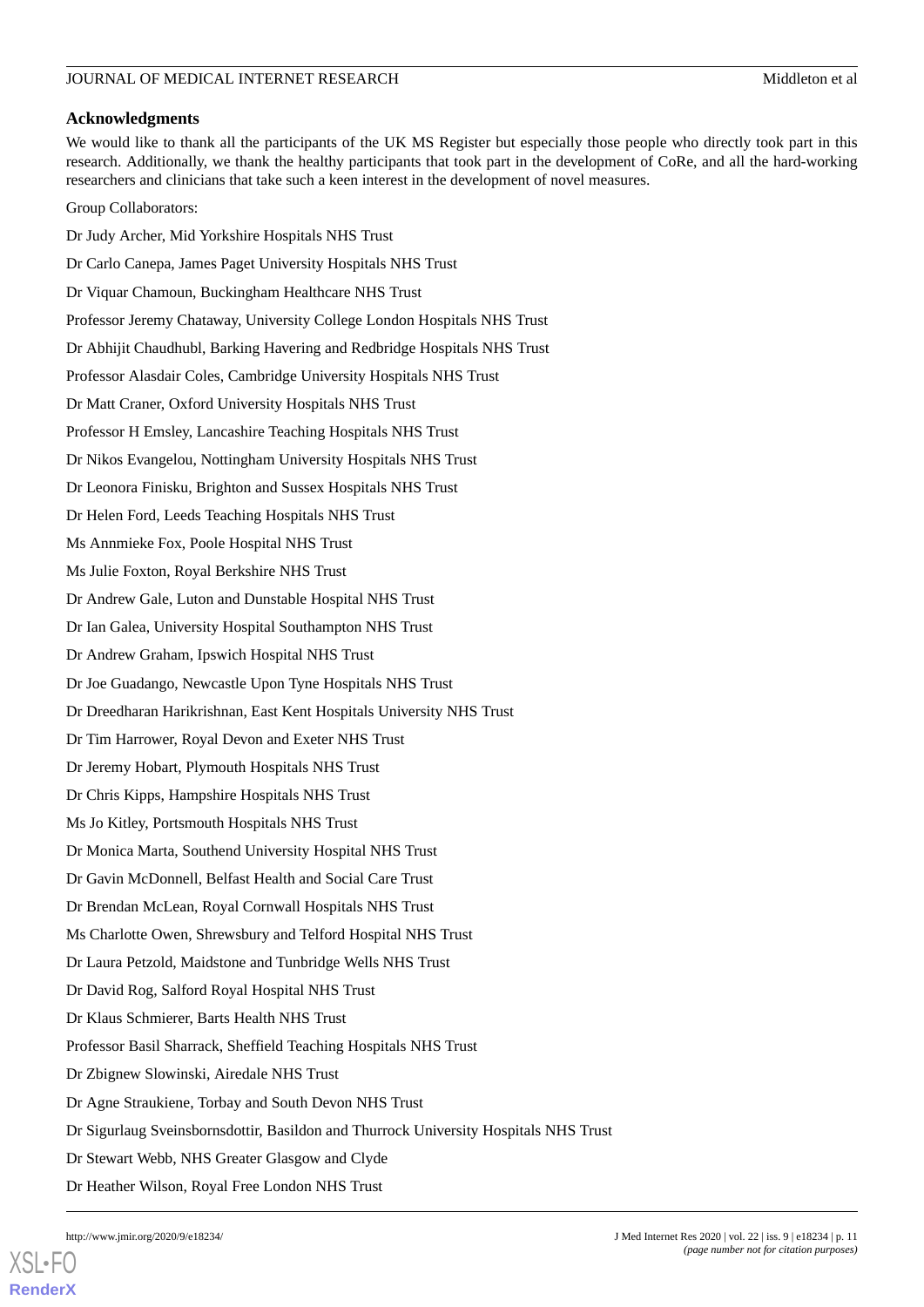### Acknowledgments

We would like to thank all the participants of the UK MS Register but especially those people who directly took part in this research. Additionally, we thank the healthy participants that took part in the development of CoRe, and all the hard-working researchers and clinicians that take such a keen interest in the development of novel measures.

Group Collaborators:

Dr Judy Archer, Mid Yorkshire Hospitals NHS Trust

Dr Carlo Canepa, James Paget University Hospitals NHS Trust

Dr Viquar Chamoun, Buckingham Healthcare NHS Trust

Professor Jeremy Chataway, University College London Hospitals NHS Trust

Dr Abhijit Chaudhubl, Barking Havering and Redbridge Hospitals NHS Trust

Professor Alasdair Coles, Cambridge University Hospitals NHS Trust

Dr Matt Craner, Oxford University Hospitals NHS Trust

Professor H Emsley, Lancashire Teaching Hospitals NHS Trust

Dr Nikos Evangelou, Nottingham University Hospitals NHS Trust

Dr Leonora Finisku, Brighton and Sussex Hospitals NHS Trust

Dr Helen Ford, Leeds Teaching Hospitals NHS Trust

Ms Annmieke Fox, Poole Hospital NHS Trust

Ms Julie Foxton, Royal Berkshire NHS Trust

Dr Andrew Gale, Luton and Dunstable Hospital NHS Trust

Dr Ian Galea, University Hospital Southampton NHS Trust

Dr Andrew Graham, Ipswich Hospital NHS Trust

Dr Joe Guadango, Newcastle Upon Tyne Hospitals NHS Trust

Dr Dreedharan Harikrishnan, East Kent Hospitals University NHS Trust

Dr Tim Harrower, Royal Devon and Exeter NHS Trust

Dr Jeremy Hobart, Plymouth Hospitals NHS Trust

Dr Chris Kipps, Hampshire Hospitals NHS Trust

Ms Jo Kitley, Portsmouth Hospitals NHS Trust

Dr Monica Marta, Southend University Hospital NHS Trust

Dr Gavin McDonnell, Belfast Health and Social Care Trust

Dr Brendan McLean, Royal Cornwall Hospitals NHS Trust

Ms Charlotte Owen, Shrewsbury and Telford Hospital NHS Trust

Dr Laura Petzold, Maidstone and Tunbridge Wells NHS Trust

Dr David Rog, Salford Royal Hospital NHS Trust

Dr Klaus Schmierer, Barts Health NHS Trust

Professor Basil Sharrack, Sheffield Teaching Hospitals NHS Trust

Dr Zbignew Slowinski, Airedale NHS Trust

Dr Agne Straukiene, Torbay and South Devon NHS Trust

Dr Sigurlaug Sveinsbornsdottir, Basildon and Thurrock University Hospitals NHS Trust

Dr Stewart Webb, NHS Greater Glasgow and Clyde

Dr Heather Wilson, Royal Free London NHS Trust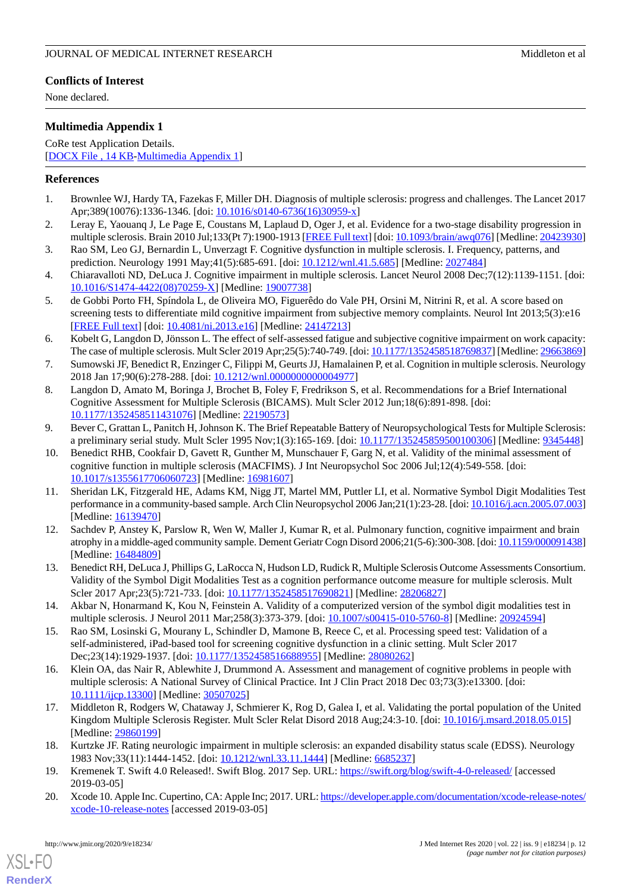## Conflicts of Interest

None declared.

## Multimedia Appendix 1

CoRe test Application Details.

[DOCX File , 14 KB-Multimedia Appendix 1]

## References

1. Brownlee WJ, Hardy TA, Fazekas F, Miller DH. Diagnosis of multiple sclerosis: progress and challenges. The Lancet 2017 Apr;389(10076):1336-1346. [doi: 10.1016/s0140-6736(16)30959-x]
2. Leray E, Yaouanq J, Le Page E, Coustans M, Laplaud D, Oger J, et al. Evidence for a two-stage disability progression in multiple sclerosis. Brain 2010 Jul;133(Pt 7):1900-1913 [FREE Full text] [doi: 10.1093/brain/awq076] [Medline: 20423930]
3. Rao SM, Leo GJ, Bernardin L, Unverzagt F. Cognitive dysfunction in multiple sclerosis. I. Frequency, patterns, and prediction. Neurology 1991 May;41(5):685-691. [doi: 10.1212/wnl.41.5.685] [Medline: 2027484]
4. Chiaravalloti ND, DeLuca J. Cognitive impairment in multiple sclerosis. Lancet Neurol 2008 Dec;7(12):1139-1151. [doi: 10.1016/S1474-4422(08)70259-X] [Medline: 19007738]
5. de Gobbi Porto FH, Spíndola L, de Oliveira MO, Figuerêdo do Vale PH, Orsini M, Nitrini R, et al. A score based on screening tests to differentiate mild cognitive impairment from subjective memory complaints. Neurol Int 2013;5(3):e16 [FREE Full text] [doi: 10.4081/ni.2013.e16] [Medline: 24147213]
6. Kobelt G, Langdon D, Jönsson L. The effect of self-assessed fatigue and subjective cognitive impairment on work capacity: The case of multiple sclerosis. Mult Scler 2019 Apr;25(5):740-749. [doi: 10.1177/1352458518769837] [Medline: 29663869]
7. Sumowski JF, Benedict R, Enzinger C, Filippi M, Geurts JJ, Hamalainen P, et al. Cognition in multiple sclerosis. Neurology 2018 Jan 17;90(6):278-288. [doi: 10.1212/wnl.0000000000004977]
8. Langdon D, Amato M, Boringa J, Brochet B, Foley F, Fredrikson S, et al. Recommendations for a Brief International Cognitive Assessment for Multiple Sclerosis (BICAMS). Mult Scler 2012 Jun;18(6):891-898. [doi: 10.1177/1352458511431076] [Medline: 22190573]
9. Bever C, Grattan L, Panitch H, Johnson K. The Brief Repeatable Battery of Neuropsychological Tests for Multiple Sclerosis: a preliminary serial study. Mult Scler 1995 Nov;1(3):165-169. [doi: 10.1177/135245859500100306] [Medline: 9345448]
10. Benedict RHB, Cookfair D, Gavett R, Gunther M, Munschauer F, Garg N, et al. Validity of the minimal assessment of cognitive function in multiple sclerosis (MACFIMS). J Int Neuropsychol Soc 2006 Jul;12(4):549-558. [doi: 10.1017/s1355617706060723] [Medline: 16981607]
11. Sheridan LK, Fitzgerald HE, Adams KM, Nigg JT, Martel MM, Puttler LI, et al. Normative Symbol Digit Modalities Test performance in a community-based sample. Arch Clin Neuropsychol 2006 Jan;21(1):23-28. [doi: 10.1016/j.acn.2005.07.003] [Medline: 16139470]
12. Sachdev P, Anstey K, Parslow R, Wen W, Maller J, Kumar R, et al. Pulmonary function, cognitive impairment and brain atrophy in a middle-aged community sample. Dement Geriatr Cogn Disord 2006;21(5-6):300-308. [doi: 10.1159/000091438] [Medline: 16484809]
13. Benedict RH, DeLuca J, Phillips G, LaRocca N, Hudson LD, Rudick R, Multiple Sclerosis Outcome Assessments Consortium. Validity of the Symbol Digit Modalities Test as a cognition performance outcome measure for multiple sclerosis. Mult Scler 2017 Apr;23(5):721-733. [doi: 10.1177/1352458517690821] [Medline: 28206827]
14. Akbar N, Honarmand K, Kou N, Feinstein A. Validity of a computerized version of the symbol digit modalities test in multiple sclerosis. J Neurol 2011 Mar;258(3):373-379. [doi: 10.1007/s00415-010-5760-8] [Medline: 20924594]
15. Rao SM, Losinski G, Mourany L, Schindler D, Mamone B, Reece C, et al. Processing speed test: Validation of a self-administered, iPad-based tool for screening cognitive dysfunction in a clinic setting. Mult Scler 2017 Dec;23(14):1929-1937. [doi: 10.1177/1352458516688955] [Medline: 28080262]
16. Klein OA, das Nair R, Ablewhite J, Drummond A. Assessment and management of cognitive problems in people with multiple sclerosis: A National Survey of Clinical Practice. Int J Clin Pract 2018 Dec 03;73(3):e13300. [doi: 10.1111/ijcp.13300] [Medline: 30507025]
17. Middleton R, Rodgers W, Chataway J, Schmierer K, Rog D, Galea I, et al. Validating the portal population of the United Kingdom Multiple Sclerosis Register. Mult Scler Relat Disord 2018 Aug;24:3-10. [doi: 10.1016/j.msard.2018.05.015] [Medline: 29860199]
18. Kurtzke JF. Rating neurologic impairment in multiple sclerosis: an expanded disability status scale (EDSS). Neurology 1983 Nov;33(11):1444-1452. [doi: 10.1212/wnl.33.11.1444] [Medline: 6685237]
19. Kremenek T. Swift 4.0 Released!. Swift Blog. 2017 Sep. URL: https://swift.org/blog/swift-4-0-released/ [accessed 2019-03-05]
20. Xcode 10. Apple Inc. Cupertino, CA: Apple Inc; 2017. URL: https://developer.apple.com/documentation/xcode-release-notes/xcode-10-release-notes [accessed 2019-03-05]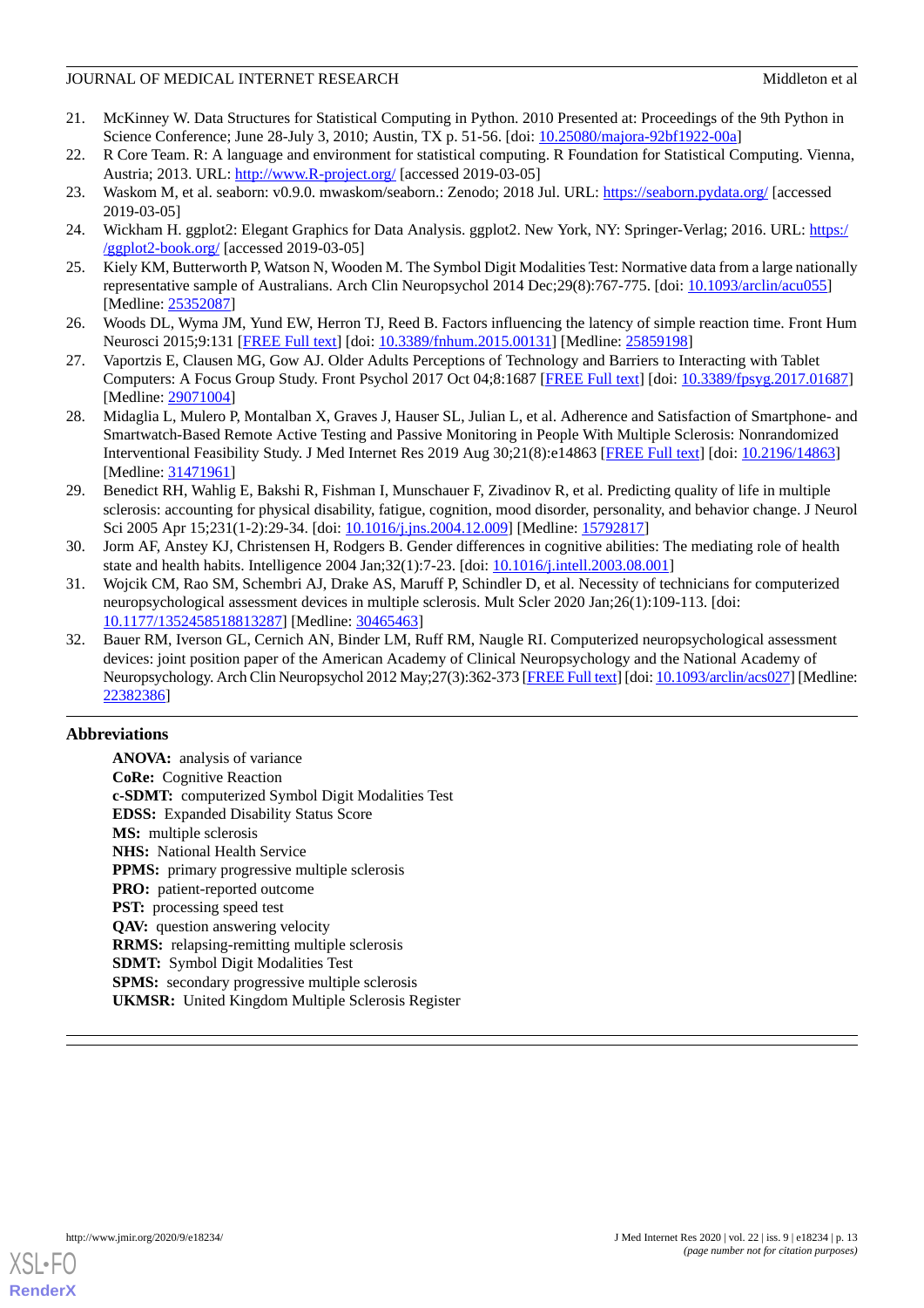21. McKinney W. Data Structures for Statistical Computing in Python. 2010 Presented at: Proceedings of the 9th Python in Science Conference; June 28-July 3, 2010; Austin, TX p. 51-56. [doi: 10.25080/majora-92bf1922-00a]
22. R Core Team. R: A language and environment for statistical computing. R Foundation for Statistical Computing. Vienna, Austria; 2013. URL: http://www.R-project.org/ [accessed 2019-03-05]
23. Waskom M, et al. seaborn: v0.9.0. mwaskom/seaborn.: Zenodo; 2018 Jul. URL: https://seaborn.pydata.org/ [accessed 2019-03-05]
24. Wickham H. ggplot2: Elegant Graphics for Data Analysis. ggplot2. New York, NY: Springer-Verlag; 2016. URL: https://ggplot2-book.org/ [accessed 2019-03-05]
25. Kiely KM, Butterworth P, Watson N, Wooden M. The Symbol Digit Modalities Test: Normative data from a large nationally representative sample of Australians. Arch Clin Neuropsychol 2014 Dec;29(8):767-775. [doi: 10.1093/arclin/acu055] [Medline: 25352087]
26. Woods DL, Wyma JM, Yund EW, Herron TJ, Reed B. Factors influencing the latency of simple reaction time. Front Hum Neurosci 2015;9:131 [FREE Full text] [doi: 10.3389/fnhum.2015.00131] [Medline: 25859198]
27. Vaportzis E, Clausen MG, Gow AJ. Older Adults Perceptions of Technology and Barriers to Interacting with Tablet Computers: A Focus Group Study. Front Psychol 2017 Oct 04;8:1687 [FREE Full text] [doi: 10.3389/fpsyg.2017.01687] [Medline: 29071004]
28. Midaglia L, Mulero P, Montalban X, Graves J, Hauser SL, Julian L, et al. Adherence and Satisfaction of Smartphone- and Smartwatch-Based Remote Active Testing and Passive Monitoring in People With Multiple Sclerosis: Nonrandomized Interventional Feasibility Study. J Med Internet Res 2019 Aug 30;21(8):e14863 [FREE Full text] [doi: 10.2196/14863] [Medline: 31471961]
29. Benedict RH, Wahlig E, Bakshi R, Fishman I, Munschauer F, Zivadinov R, et al. Predicting quality of life in multiple sclerosis: accounting for physical disability, fatigue, cognition, mood disorder, personality, and behavior change. J Neurol Sci 2005 Apr 15;231(1-2):29-34. [doi: 10.1016/j.jns.2004.12.009] [Medline: 15792817]
30. Jorm AF, Anstey KJ, Christensen H, Rodgers B. Gender differences in cognitive abilities: The mediating role of health state and health habits. Intelligence 2004 Jan;32(1):7-23. [doi: 10.1016/j.intell.2003.08.001]
31. Wojcik CM, Rao SM, Schembri AJ, Drake AS, Maruff P, Schindler D, et al. Necessity of technicians for computerized neuropsychological assessment devices in multiple sclerosis. Mult Scler 2020 Jan;26(1):109-113. [doi: 10.1177/1352458518813287] [Medline: 30465463]
32. Bauer RM, Iverson GL, Cernich AN, Binder LM, Ruff RM, Naugle RI. Computerized neuropsychological assessment devices: joint position paper of the American Academy of Clinical Neuropsychology and the National Academy of Neuropsychology. Arch Clin Neuropsychol 2012 May;27(3):362-373 [FREE Full text] [doi: 10.1093/arclin/acs027] [Medline: 22382386]

## Abbreviations

**ANOVA:** analysis of variance
**CoRe:** Cognitive Reaction
**c-SDMT:** computerized Symbol Digit Modalities Test
**EDSS:** Expanded Disability Status Score
**MS:** multiple sclerosis
**NHS:** National Health Service
**PPMS:** primary progressive multiple sclerosis
**PRO:** patient-reported outcome
**PST:** processing speed test
**QAV:** question answering velocity
**RRMS:** relapsing-remitting multiple sclerosis
**SDMT:** Symbol Digit Modalities Test
**SPMS:** secondary progressive multiple sclerosis
**UKMSR:** United Kingdom Multiple Sclerosis Register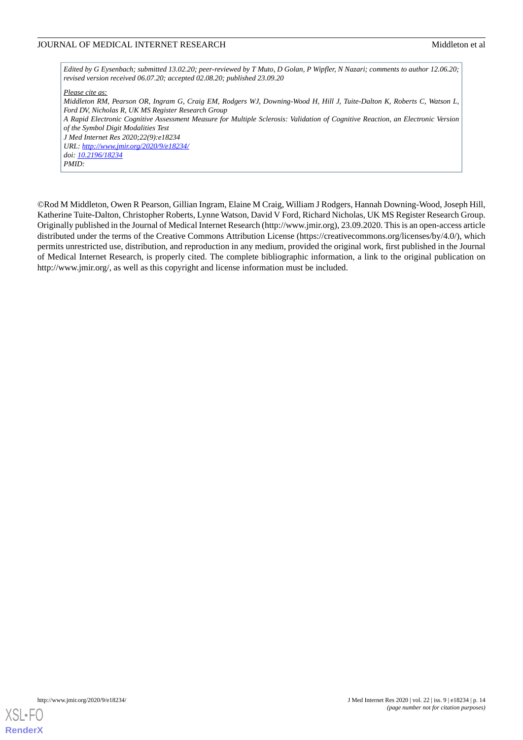*Edited by G Eysenbach; submitted 13.02.20; peer-reviewed by T Muto, D Golan, P Wipfler, N Nazari; comments to author 12.06.20; revised version received 06.07.20; accepted 02.08.20; published 23.09.20*

*Please cite as:*
*Middleton RM, Pearson OR, Ingram G, Craig EM, Rodgers WJ, Downing-Wood H, Hill J, Tuite-Dalton K, Roberts C, Watson L, Ford DV, Nicholas R, UK MS Register Research Group*
*A Rapid Electronic Cognitive Assessment Measure for Multiple Sclerosis: Validation of Cognitive Reaction, an Electronic Version of the Symbol Digit Modalities Test*
*J Med Internet Res 2020;22(9):e18234*
*URL: http://www.jmir.org/2020/9/e18234/*
*doi: 10.2196/18234*
*PMID:*

©Rod M Middleton, Owen R Pearson, Gillian Ingram, Elaine M Craig, William J Rodgers, Hannah Downing-Wood, Joseph Hill, Katherine Tuite-Dalton, Christopher Roberts, Lynne Watson, David V Ford, Richard Nicholas, UK MS Register Research Group. Originally published in the Journal of Medical Internet Research (http://www.jmir.org), 23.09.2020. This is an open-access article distributed under the terms of the Creative Commons Attribution License (https://creativecommons.org/licenses/by/4.0/), which permits unrestricted use, distribution, and reproduction in any medium, provided the original work, first published in the Journal of Medical Internet Research, is properly cited. The complete bibliographic information, a link to the original publication on http://www.jmir.org/, as well as this copyright and license information must be included.